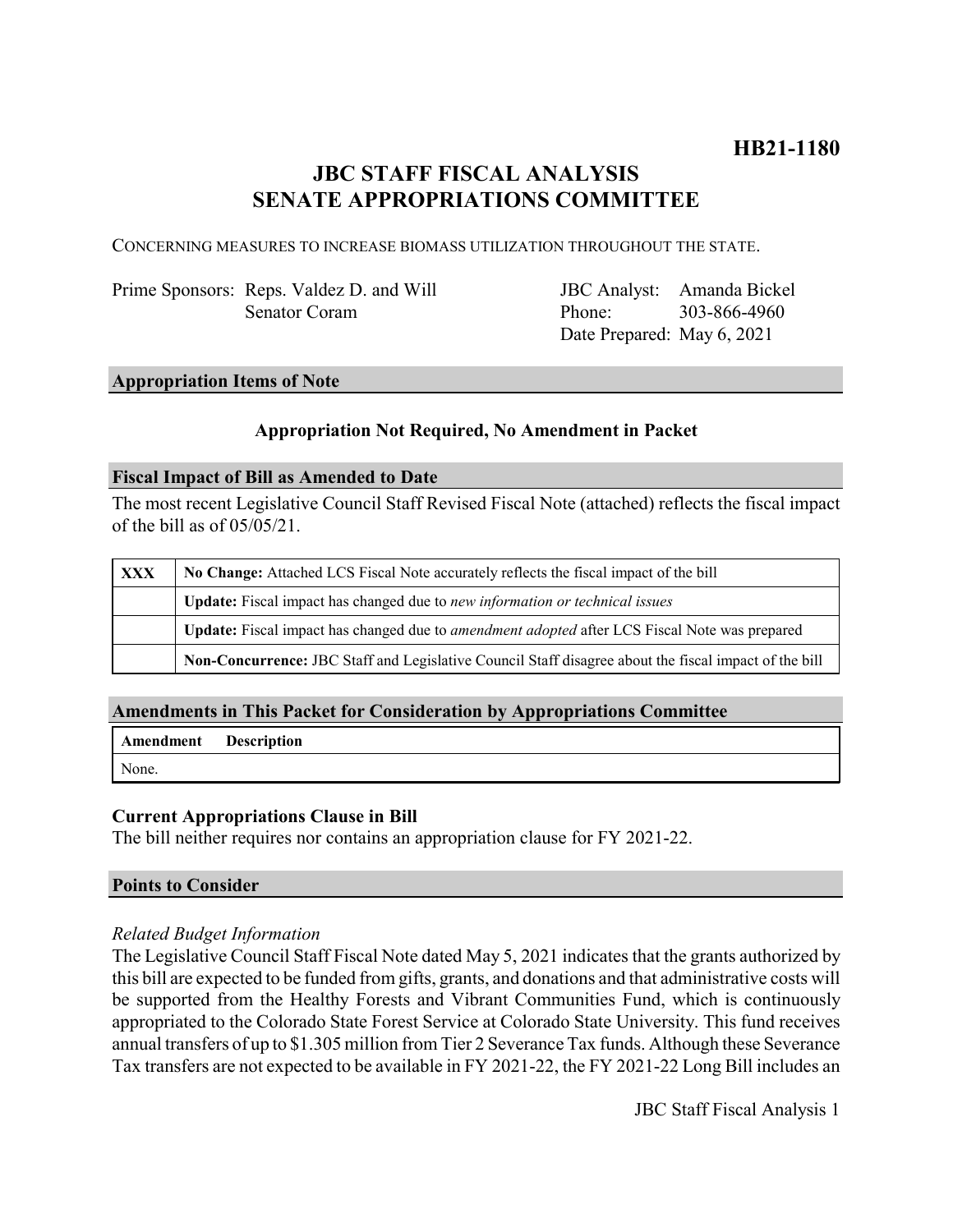**HB21-1180**

# JBC STAFF FISCAL ANALYSIS
# SENATE APPROPRIATIONS COMMITTEE

CONCERNING MEASURES TO INCREASE BIOMASS UTILIZATION THROUGHOUT THE STATE.

| | | | |
|---|---|---|---|
| Prime Sponsors: | Reps. Valdez D. and Will | JBC Analyst: | Amanda Bickel |
| | Senator Coram | Phone: | 303-866-4960 |
| | | Date Prepared: | May 6, 2021 |

## Appropriation Items of Note

**Appropriation Not Required, No Amendment in Packet**

## Fiscal Impact of Bill as Amended to Date

The most recent Legislative Council Staff Revised Fiscal Note (attached) reflects the fiscal impact of the bill as of 05/05/21.

| | |
|---|---|
| **XXX** | **No Change:** Attached LCS Fiscal Note accurately reflects the fiscal impact of the bill |
| | **Update:** Fiscal impact has changed due to *new information or technical issues* |
| | **Update:** Fiscal impact has changed due to *amendment adopted* after LCS Fiscal Note was prepared |
| | **Non-Concurrence:** JBC Staff and Legislative Council Staff disagree about the fiscal impact of the bill |

## Amendments in This Packet for Consideration by Appropriations Committee

| Amendment | Description |
|---|---|
| None. | |

### Current Appropriations Clause in Bill

The bill neither requires nor contains an appropriation clause for FY 2021-22.

## Points to Consider

*Related Budget Information*

The Legislative Council Staff Fiscal Note dated May 5, 2021 indicates that the grants authorized by this bill are expected to be funded from gifts, grants, and donations and that administrative costs will be supported from the Healthy Forests and Vibrant Communities Fund, which is continuously appropriated to the Colorado State Forest Service at Colorado State University. This fund receives annual transfers of up to $1.305 million from Tier 2 Severance Tax funds. Although these Severance Tax transfers are not expected to be available in FY 2021-22, the FY 2021-22 Long Bill includes an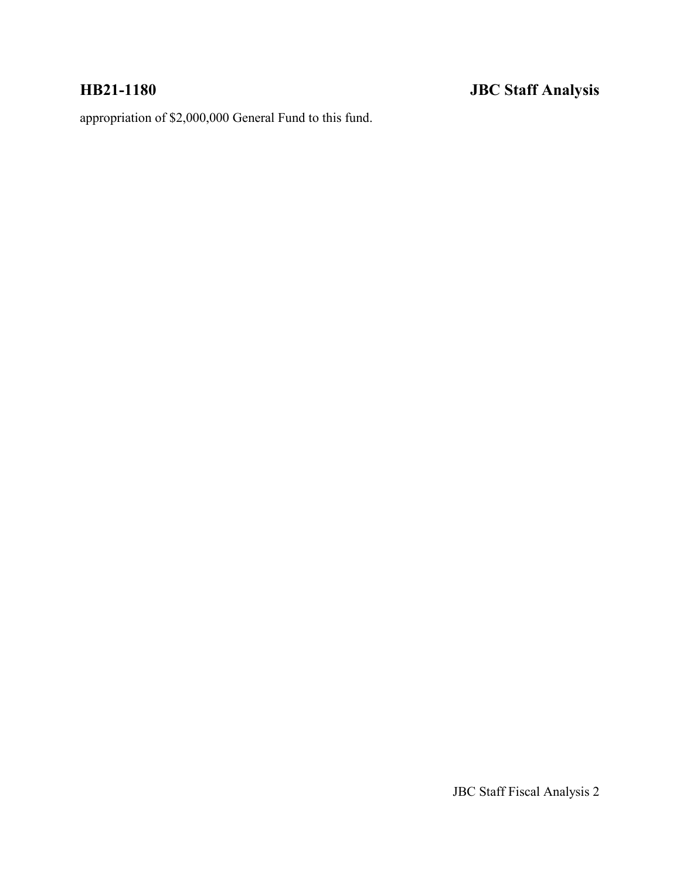appropriation of $2,000,000 General Fund to this fund.